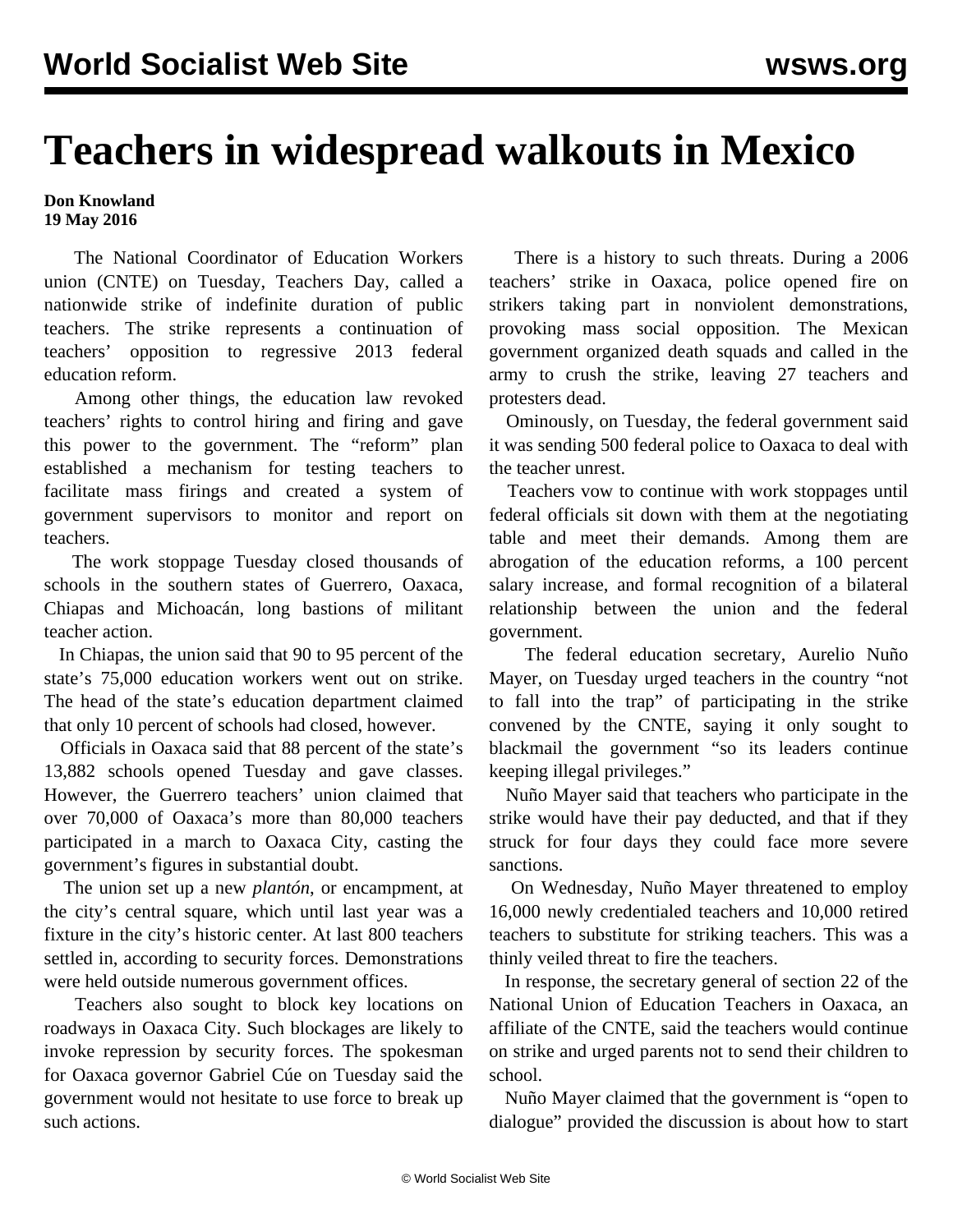# Teachers in widespread walkouts in Mexico

**Don Knowland**
**19 May 2016**

The National Coordinator of Education Workers union (CNTE) on Tuesday, Teachers Day, called a nationwide strike of indefinite duration of public teachers. The strike represents a continuation of teachers' opposition to regressive 2013 federal education reform.

Among other things, the education law revoked teachers' rights to control hiring and firing and gave this power to the government. The "reform" plan established a mechanism for testing teachers to facilitate mass firings and created a system of government supervisors to monitor and report on teachers.

The work stoppage Tuesday closed thousands of schools in the southern states of Guerrero, Oaxaca, Chiapas and Michoacán, long bastions of militant teacher action.

In Chiapas, the union said that 90 to 95 percent of the state's 75,000 education workers went out on strike. The head of the state's education department claimed that only 10 percent of schools had closed, however.

Officials in Oaxaca said that 88 percent of the state's 13,882 schools opened Tuesday and gave classes. However, the Guerrero teachers' union claimed that over 70,000 of Oaxaca's more than 80,000 teachers participated in a march to Oaxaca City, casting the government's figures in substantial doubt.

The union set up a new *plantón*, or encampment, at the city's central square, which until last year was a fixture in the city's historic center. At last 800 teachers settled in, according to security forces. Demonstrations were held outside numerous government offices.

Teachers also sought to block key locations on roadways in Oaxaca City. Such blockages are likely to invoke repression by security forces. The spokesman for Oaxaca governor Gabriel Cúe on Tuesday said the government would not hesitate to use force to break up such actions.

There is a history to such threats. During a 2006 teachers' strike in Oaxaca, police opened fire on strikers taking part in nonviolent demonstrations, provoking mass social opposition. The Mexican government organized death squads and called in the army to crush the strike, leaving 27 teachers and protesters dead.

Ominously, on Tuesday, the federal government said it was sending 500 federal police to Oaxaca to deal with the teacher unrest.

Teachers vow to continue with work stoppages until federal officials sit down with them at the negotiating table and meet their demands. Among them are abrogation of the education reforms, a 100 percent salary increase, and formal recognition of a bilateral relationship between the union and the federal government.

The federal education secretary, Aurelio Nuño Mayer, on Tuesday urged teachers in the country "not to fall into the trap" of participating in the strike convened by the CNTE, saying it only sought to blackmail the government "so its leaders continue keeping illegal privileges."

Nuño Mayer said that teachers who participate in the strike would have their pay deducted, and that if they struck for four days they could face more severe sanctions.

On Wednesday, Nuño Mayer threatened to employ 16,000 newly credentialed teachers and 10,000 retired teachers to substitute for striking teachers. This was a thinly veiled threat to fire the teachers.

In response, the secretary general of section 22 of the National Union of Education Teachers in Oaxaca, an affiliate of the CNTE, said the teachers would continue on strike and urged parents not to send their children to school.

Nuño Mayer claimed that the government is "open to dialogue" provided the discussion is about how to start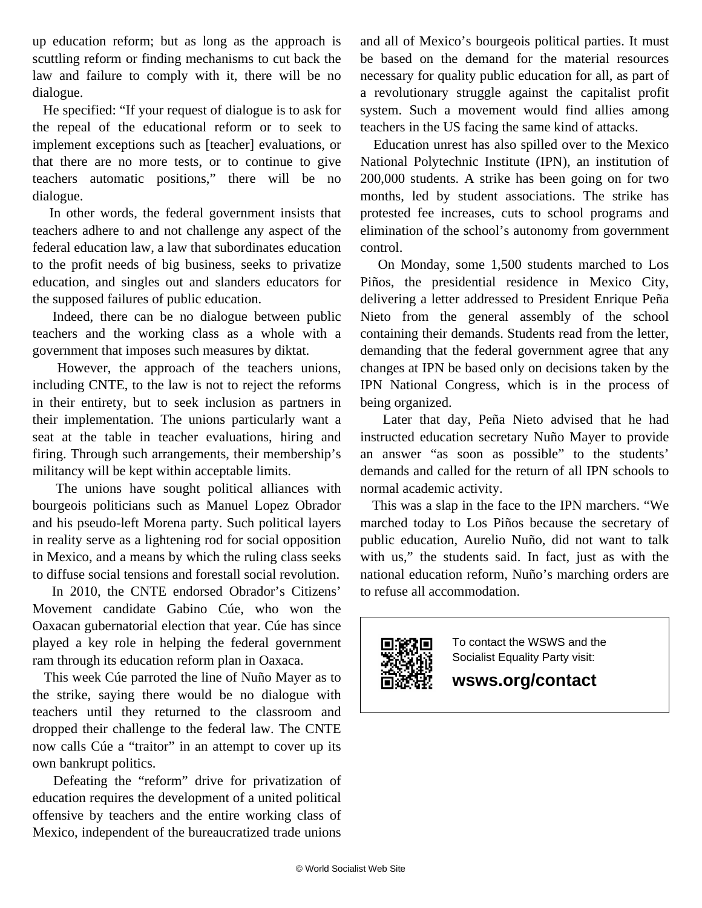up education reform; but as long as the approach is scuttling reform or finding mechanisms to cut back the law and failure to comply with it, there will be no dialogue.

He specified: “If your request of dialogue is to ask for the repeal of the educational reform or to seek to implement exceptions such as [teacher] evaluations, or that there are no more tests, or to continue to give teachers automatic positions,” there will be no dialogue.

In other words, the federal government insists that teachers adhere to and not challenge any aspect of the federal education law, a law that subordinates education to the profit needs of big business, seeks to privatize education, and singles out and slanders educators for the supposed failures of public education.

Indeed, there can be no dialogue between public teachers and the working class as a whole with a government that imposes such measures by diktat.

However, the approach of the teachers unions, including CNTE, to the law is not to reject the reforms in their entirety, but to seek inclusion as partners in their implementation. The unions particularly want a seat at the table in teacher evaluations, hiring and firing. Through such arrangements, their membership’s militancy will be kept within acceptable limits.

The unions have sought political alliances with bourgeois politicians such as Manuel Lopez Obrador and his pseudo-left Morena party. Such political layers in reality serve as a lightening rod for social opposition in Mexico, and a means by which the ruling class seeks to diffuse social tensions and forestall social revolution.

In 2010, the CNTE endorsed Obrador’s Citizens’ Movement candidate Gabino Cúe, who won the Oaxacan gubernatorial election that year. Cúe has since played a key role in helping the federal government ram through its education reform plan in Oaxaca.

This week Cúe parroted the line of Nuño Mayer as to the strike, saying there would be no dialogue with teachers until they returned to the classroom and dropped their challenge to the federal law. The CNTE now calls Cúe a “traitor” in an attempt to cover up its own bankrupt politics.

Defeating the “reform” drive for privatization of education requires the development of a united political offensive by teachers and the entire working class of Mexico, independent of the bureaucratized trade unions and all of Mexico’s bourgeois political parties. It must be based on the demand for the material resources necessary for quality public education for all, as part of a revolutionary struggle against the capitalist profit system. Such a movement would find allies among teachers in the US facing the same kind of attacks.

Education unrest has also spilled over to the Mexico National Polytechnic Institute (IPN), an institution of 200,000 students. A strike has been going on for two months, led by student associations. The strike has protested fee increases, cuts to school programs and elimination of the school’s autonomy from government control.

On Monday, some 1,500 students marched to Los Piños, the presidential residence in Mexico City, delivering a letter addressed to President Enrique Peña Nieto from the general assembly of the school containing their demands. Students read from the letter, demanding that the federal government agree that any changes at IPN be based only on decisions taken by the IPN National Congress, which is in the process of being organized.

Later that day, Peña Nieto advised that he had instructed education secretary Nuño Mayer to provide an answer “as soon as possible” to the students’ demands and called for the return of all IPN schools to normal academic activity.

This was a slap in the face to the IPN marchers. “We marched today to Los Piños because the secretary of public education, Aurelio Nuño, did not want to talk with us,” the students said. In fact, just as with the national education reform, Nuño’s marching orders are to refuse all accommodation.

To contact the WSWS and the Socialist Equality Party visit:

**wsws.org/contact**